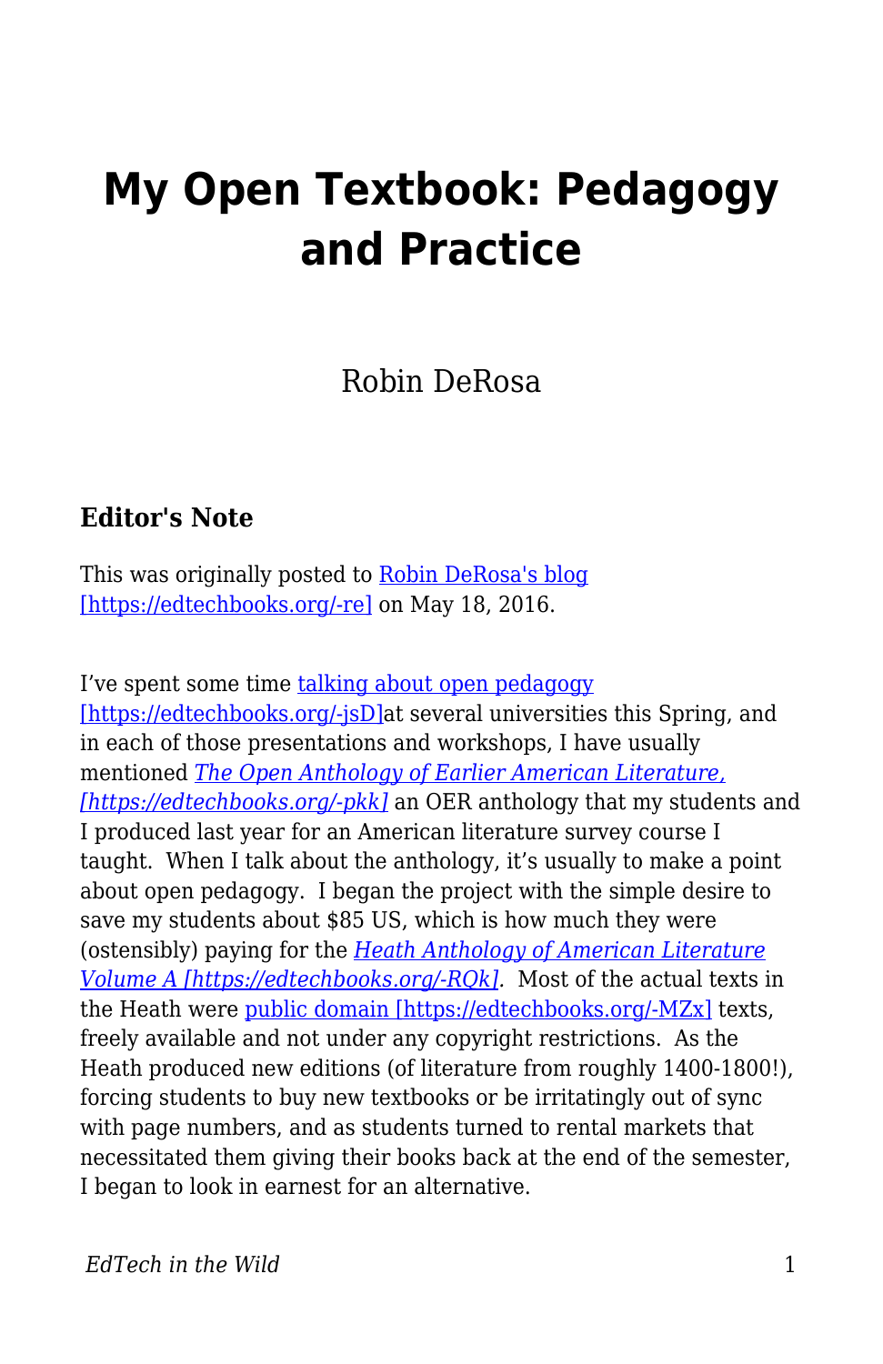# My Open Textbook: Pedagogy and Practice

Robin DeRosa

### Editor's Note

This was originally posted to Robin DeRosa's blog [https://edtechbooks.org/-re] on May 18, 2016.

I've spent some time talking about open pedagogy [https://edtechbooks.org/-jsD]at several universities this Spring, and in each of those presentations and workshops, I have usually mentioned *The Open Anthology of Earlier American Literature, [https://edtechbooks.org/-pkk]* an OER anthology that my students and I produced last year for an American literature survey course I taught. When I talk about the anthology, it's usually to make a point about open pedagogy. I began the project with the simple desire to save my students about $85 US, which is how much they were (ostensibly) paying for the *Heath Anthology of American Literature Volume A [https://edtechbooks.org/-RQk]*. Most of the actual texts in the Heath were public domain [https://edtechbooks.org/-MZx] texts, freely available and not under any copyright restrictions. As the Heath produced new editions (of literature from roughly 1400-1800!), forcing students to buy new textbooks or be irritatingly out of sync with page numbers, and as students turned to rental markets that necessitated them giving their books back at the end of the semester, I began to look in earnest for an alternative.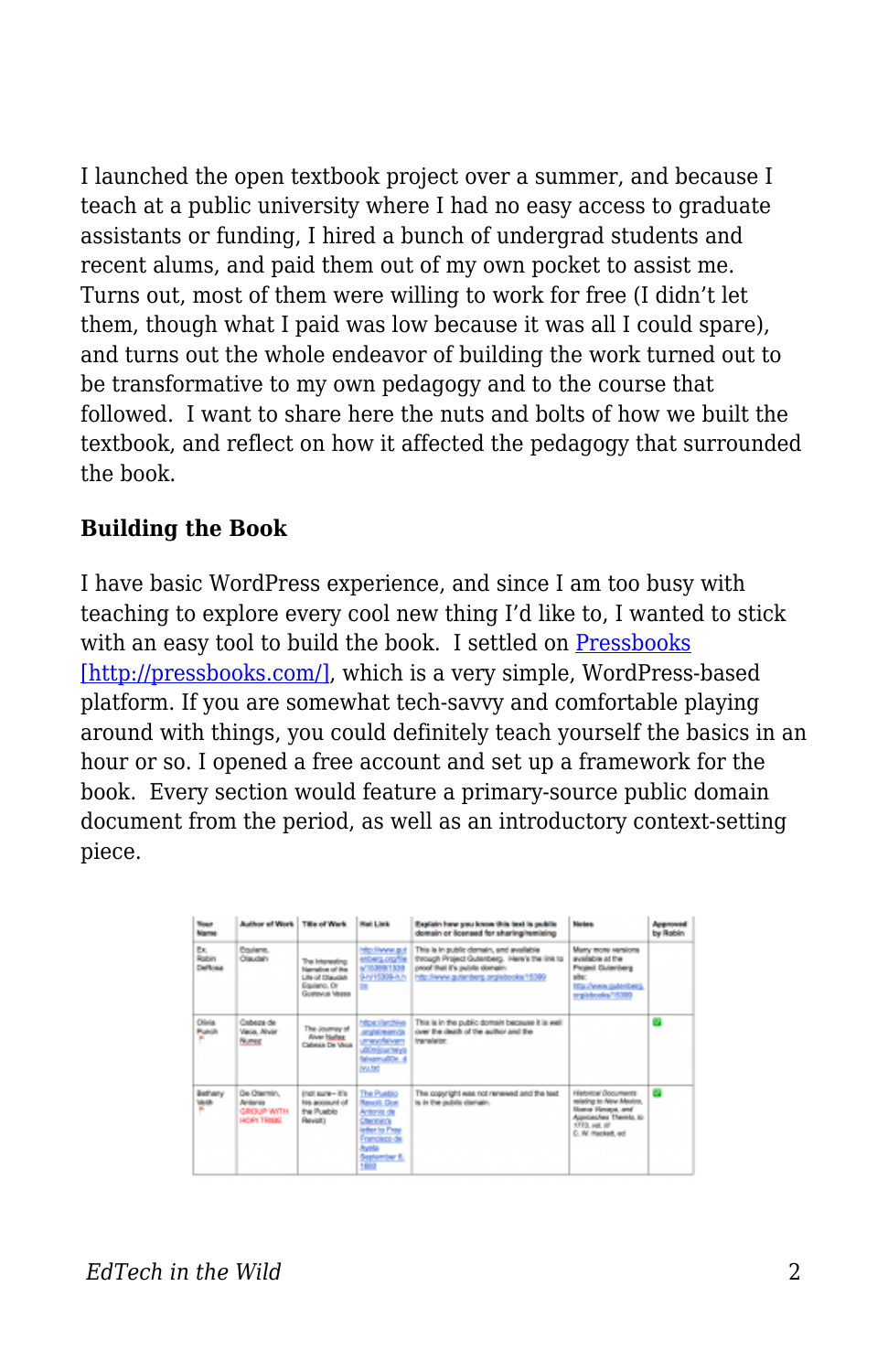I launched the open textbook project over a summer, and because I teach at a public university where I had no easy access to graduate assistants or funding, I hired a bunch of undergrad students and recent alums, and paid them out of my own pocket to assist me. Turns out, most of them were willing to work for free (I didn't let them, though what I paid was low because it was all I could spare), and turns out the whole endeavor of building the work turned out to be transformative to my own pedagogy and to the course that followed. I want to share here the nuts and bolts of how we built the textbook, and reflect on how it affected the pedagogy that surrounded the book.

**Building the Book**

I have basic WordPress experience, and since I am too busy with teaching to explore every cool new thing I'd like to, I wanted to stick with an easy tool to build the book. I settled on Pressbooks [http://pressbooks.com/], which is a very simple, WordPress-based platform. If you are somewhat tech-savvy and comfortable playing around with things, you could definitely teach yourself the basics in an hour or so. I opened a free account and set up a framework for the book. Every section would feature a primary-source public domain document from the period, as well as an introductory context-setting piece.

| Your Name | Author of Work | Title of Work | Hot Link | Explain how you know this text is public domain or licensed for sharing/remixing | Notes | Approved by Robin |
|---|---|---|---|---|---|---|
| Ex. Robin DeRosa | Equiano, Olaudah | The Interesting Narrative of the Life of Olaudah Equiano, Or Gustavus Vassa | http://www.gutenberg.org/files/15399/15399-h/15399-h.htm | This is in public domain, and available through Project Gutenberg. Here's the link to proof that it's public domain: http://www.gutenberg.org/ebooks/15399 | Many more versions available at the Project Gutenberg site: http://www.gutenberg.org/ebooks/15399 | |
| Olivia Punch | Cabeza de Vaca, Alvar Nuñez | The Journey of Alvar Nuñez Cabeza De Vaca | https://archive.org/stream/journeyofalvarnu00cabe/journeyofalvarnu00cabe_djvu.txt | This is in the public domain because it is well over the death of the author and the translator. | | ✓ |
| Bethany Veith | De Otermin, Antonio GROUP WITH HOPI TRIBE | (not sure— it's his account of the Pueblo Revolt) | The Pueblo Revolt: Don Antonio de Otermin, letter to Fray Francisco de Ayeta September 8, 1680 | The copyright was not renewed and the text is in the public domain. | Historical Documents relating to New Mexico, Nueva Vizcaya, and Approaches Thereto, to 1773, vol. III C. W. Hackett, ed | ✓ |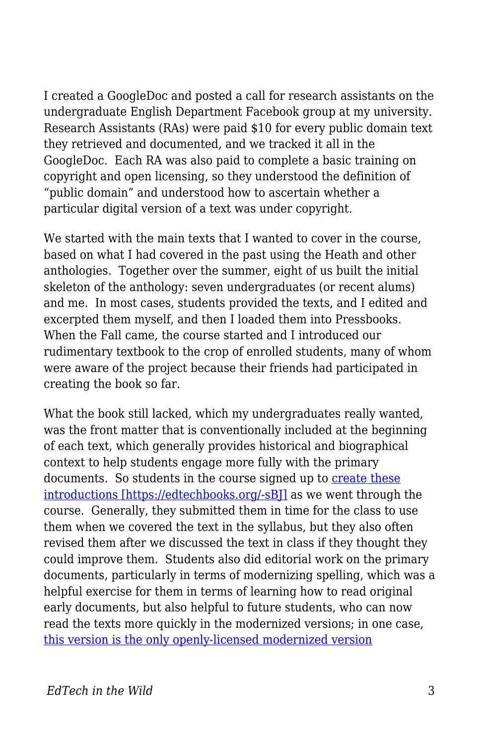I created a GoogleDoc and posted a call for research assistants on the undergraduate English Department Facebook group at my university. Research Assistants (RAs) were paid $10 for every public domain text they retrieved and documented, and we tracked it all in the GoogleDoc. Each RA was also paid to complete a basic training on copyright and open licensing, so they understood the definition of "public domain" and understood how to ascertain whether a particular digital version of a text was under copyright.

We started with the main texts that I wanted to cover in the course, based on what I had covered in the past using the Heath and other anthologies. Together over the summer, eight of us built the initial skeleton of the anthology: seven undergraduates (or recent alums) and me. In most cases, students provided the texts, and I edited and excerpted them myself, and then I loaded them into Pressbooks. When the Fall came, the course started and I introduced our rudimentary textbook to the crop of enrolled students, many of whom were aware of the project because their friends had participated in creating the book so far.

What the book still lacked, which my undergraduates really wanted, was the front matter that is conventionally included at the beginning of each text, which generally provides historical and biographical context to help students engage more fully with the primary documents. So students in the course signed up to [create these introductions [https://edtechbooks.org/-sBJ]](https://edtechbooks.org/-sBJ) as we went through the course. Generally, they submitted them in time for the class to use them when we covered the text in the syllabus, but they also often revised them after we discussed the text in class if they thought they could improve them. Students also did editorial work on the primary documents, particularly in terms of modernizing spelling, which was a helpful exercise for them in terms of learning how to read original early documents, but also helpful to future students, who can now read the texts more quickly in the modernized versions; in one case, this version is the only openly-licensed modernized version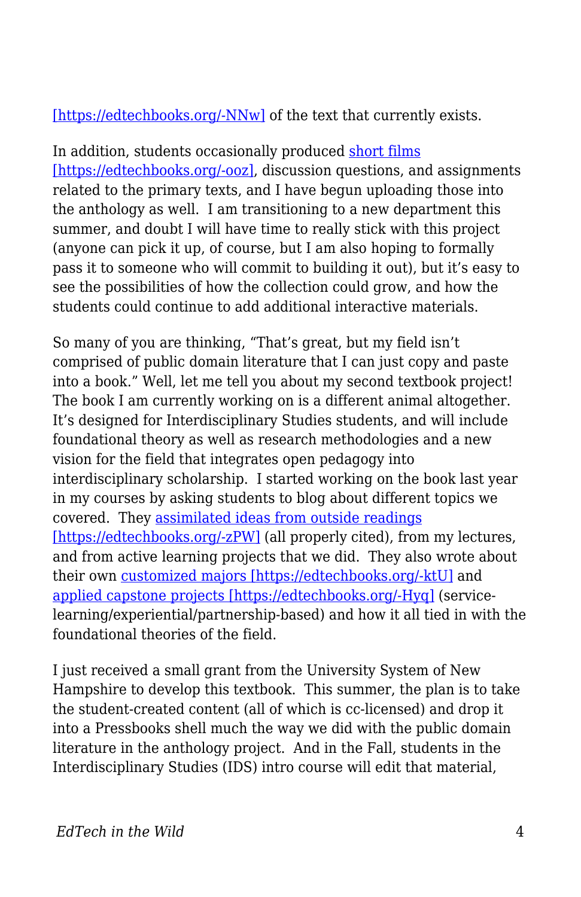[https://edtechbooks.org/-NNw] of the text that currently exists.

In addition, students occasionally produced short films [https://edtechbooks.org/-ooz], discussion questions, and assignments related to the primary texts, and I have begun uploading those into the anthology as well. I am transitioning to a new department this summer, and doubt I will have time to really stick with this project (anyone can pick it up, of course, but I am also hoping to formally pass it to someone who will commit to building it out), but it's easy to see the possibilities of how the collection could grow, and how the students could continue to add additional interactive materials.

So many of you are thinking, "That's great, but my field isn't comprised of public domain literature that I can just copy and paste into a book." Well, let me tell you about my second textbook project! The book I am currently working on is a different animal altogether. It's designed for Interdisciplinary Studies students, and will include foundational theory as well as research methodologies and a new vision for the field that integrates open pedagogy into interdisciplinary scholarship. I started working on the book last year in my courses by asking students to blog about different topics we covered. They assimilated ideas from outside readings [https://edtechbooks.org/-zPW] (all properly cited), from my lectures, and from active learning projects that we did. They also wrote about their own customized majors [https://edtechbooks.org/-ktU] and applied capstone projects [https://edtechbooks.org/-Hyq] (service-learning/experiential/partnership-based) and how it all tied in with the foundational theories of the field.

I just received a small grant from the University System of New Hampshire to develop this textbook. This summer, the plan is to take the student-created content (all of which is cc-licensed) and drop it into a Pressbooks shell much the way we did with the public domain literature in the anthology project. And in the Fall, students in the Interdisciplinary Studies (IDS) intro course will edit that material,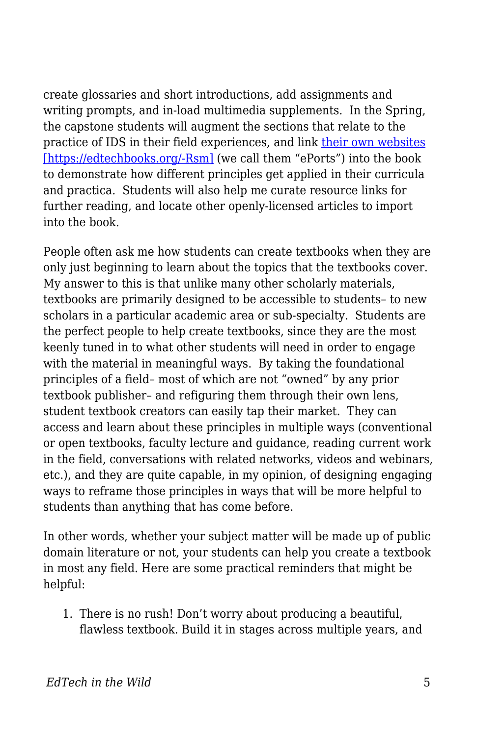create glossaries and short introductions, add assignments and writing prompts, and in-load multimedia supplements.  In the Spring, the capstone students will augment the sections that relate to the practice of IDS in their field experiences, and link [their own websites [https://edtechbooks.org/-Rsm]](https://edtechbooks.org/-Rsm) (we call them "ePorts") into the book to demonstrate how different principles get applied in their curricula and practica.  Students will also help me curate resource links for further reading, and locate other openly-licensed articles to import into the book.

People often ask me how students can create textbooks when they are only just beginning to learn about the topics that the textbooks cover. My answer to this is that unlike many other scholarly materials, textbooks are primarily designed to be accessible to students– to new scholars in a particular academic area or sub-specialty.  Students are the perfect people to help create textbooks, since they are the most keenly tuned in to what other students will need in order to engage with the material in meaningful ways.  By taking the foundational principles of a field– most of which are not "owned" by any prior textbook publisher– and refiguring them through their own lens, student textbook creators can easily tap their market.  They can access and learn about these principles in multiple ways (conventional or open textbooks, faculty lecture and guidance, reading current work in the field, conversations with related networks, videos and webinars, etc.), and they are quite capable, in my opinion, of designing engaging ways to reframe those principles in ways that will be more helpful to students than anything that has come before.

In other words, whether your subject matter will be made up of public domain literature or not, your students can help you create a textbook in most any field. Here are some practical reminders that might be helpful:

1. There is no rush! Don't worry about producing a beautiful, flawless textbook. Build it in stages across multiple years, and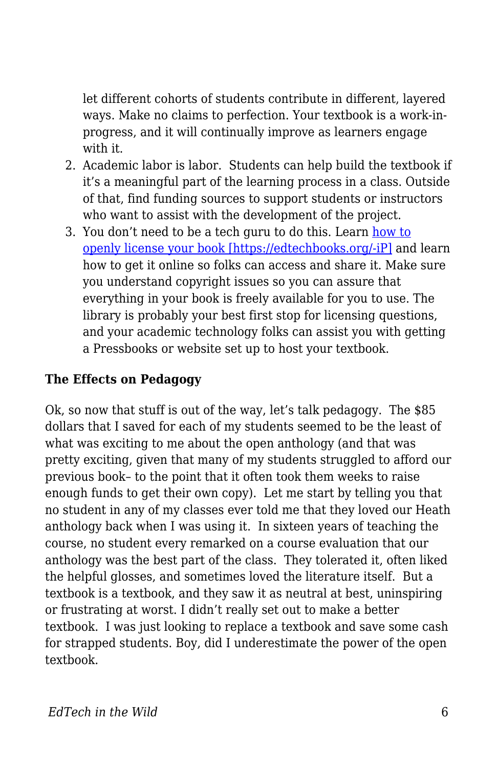let different cohorts of students contribute in different, layered ways. Make no claims to perfection. Your textbook is a work-in-progress, and it will continually improve as learners engage with it.

2. Academic labor is labor. Students can help build the textbook if it's a meaningful part of the learning process in a class. Outside of that, find funding sources to support students or instructors who want to assist with the development of the project.
3. You don't need to be a tech guru to do this. Learn [how to openly license your book [https://edtechbooks.org/-iP]](https://edtechbooks.org/-iP) and learn how to get it online so folks can access and share it. Make sure you understand copyright issues so you can assure that everything in your book is freely available for you to use. The library is probably your best first stop for licensing questions, and your academic technology folks can assist you with getting a Pressbooks or website set up to host your textbook.

**The Effects on Pedagogy**

Ok, so now that stuff is out of the way, let's talk pedagogy. The $85 dollars that I saved for each of my students seemed to be the least of what was exciting to me about the open anthology (and that was pretty exciting, given that many of my students struggled to afford our previous book– to the point that it often took them weeks to raise enough funds to get their own copy). Let me start by telling you that no student in any of my classes ever told me that they loved our Heath anthology back when I was using it. In sixteen years of teaching the course, no student every remarked on a course evaluation that our anthology was the best part of the class. They tolerated it, often liked the helpful glosses, and sometimes loved the literature itself. But a textbook is a textbook, and they saw it as neutral at best, uninspiring or frustrating at worst. I didn't really set out to make a better textbook. I was just looking to replace a textbook and save some cash for strapped students. Boy, did I underestimate the power of the open textbook.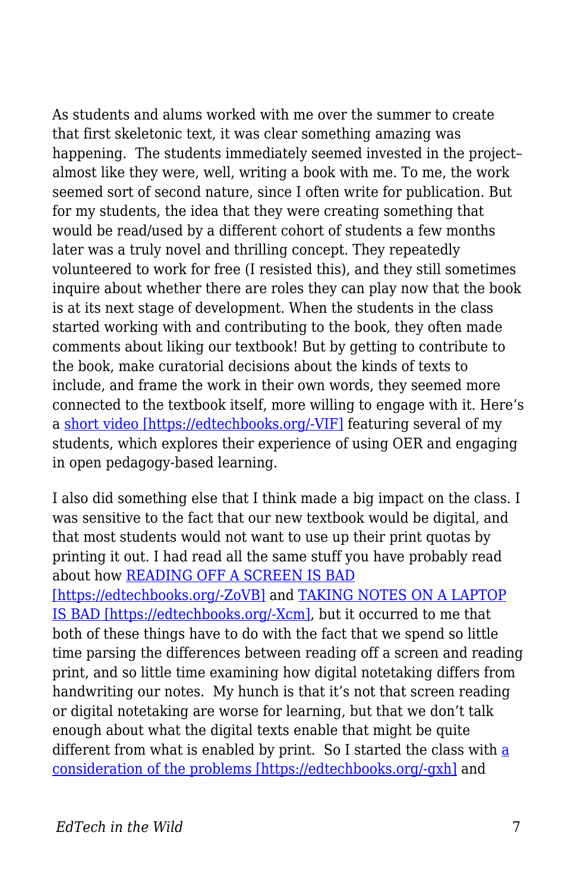As students and alums worked with me over the summer to create that first skeletonic text, it was clear something amazing was happening. The students immediately seemed invested in the project–almost like they were, well, writing a book with me. To me, the work seemed sort of second nature, since I often write for publication. But for my students, the idea that they were creating something that would be read/used by a different cohort of students a few months later was a truly novel and thrilling concept. They repeatedly volunteered to work for free (I resisted this), and they still sometimes inquire about whether there are roles they can play now that the book is at its next stage of development. When the students in the class started working with and contributing to the book, they often made comments about liking our textbook! But by getting to contribute to the book, make curatorial decisions about the kinds of texts to include, and frame the work in their own words, they seemed more connected to the textbook itself, more willing to engage with it. Here's a short video [https://edtechbooks.org/-VIF] featuring several of my students, which explores their experience of using OER and engaging in open pedagogy-based learning.

I also did something else that I think made a big impact on the class. I was sensitive to the fact that our new textbook would be digital, and that most students would not want to use up their print quotas by printing it out. I had read all the same stuff you have probably read about how READING OFF A SCREEN IS BAD [https://edtechbooks.org/-ZoVB] and TAKING NOTES ON A LAPTOP IS BAD [https://edtechbooks.org/-Xcm], but it occurred to me that both of these things have to do with the fact that we spend so little time parsing the differences between reading off a screen and reading print, and so little time examining how digital notetaking differs from handwriting our notes. My hunch is that it's not that screen reading or digital notetaking are worse for learning, but that we don't talk enough about what the digital texts enable that might be quite different from what is enabled by print. So I started the class with a consideration of the problems [https://edtechbooks.org/-gxh] and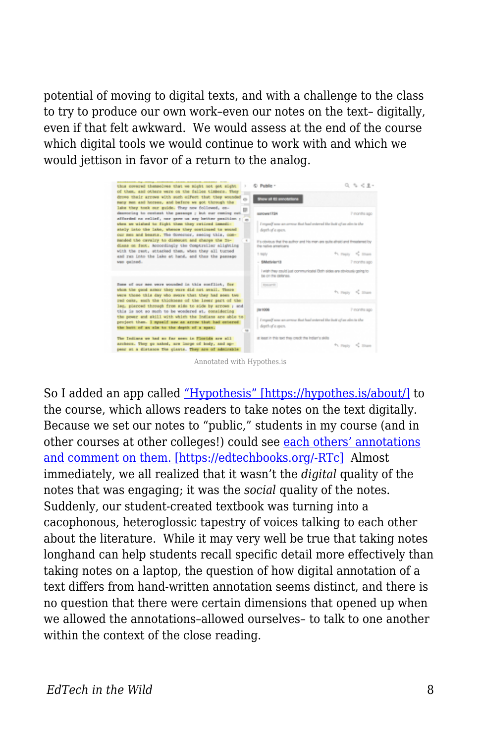potential of moving to digital texts, and with a challenge to the class to try to produce our own work–even our notes on the text– digitally, even if that felt awkward. We would assess at the end of the course which digital tools we would continue to work with and which we would jettison in favor of a return to the analog.

Annotated with Hypothes.is

So I added an app called [“Hypothesis” [https://hypothes.is/about/]](https://hypothes.is/about/) to the course, which allows readers to take notes on the text digitally. Because we set our notes to “public,” students in my course (and in other courses at other colleges!) could see [each others’ annotations and comment on them. [https://edtechbooks.org/-RTc]](https://edtechbooks.org/-RTc) Almost immediately, we all realized that it wasn’t the *digital* quality of the notes that was engaging; it was the *social* quality of the notes. Suddenly, our student-created textbook was turning into a cacophonous, heteroglossic tapestry of voices talking to each other about the literature. While it may very well be true that taking notes longhand can help students recall specific detail more effectively than taking notes on a laptop, the question of how digital annotation of a text differs from hand-written annotation seems distinct, and there is no question that there were certain dimensions that opened up when we allowed the annotations–allowed ourselves– to talk to one another within the context of the close reading.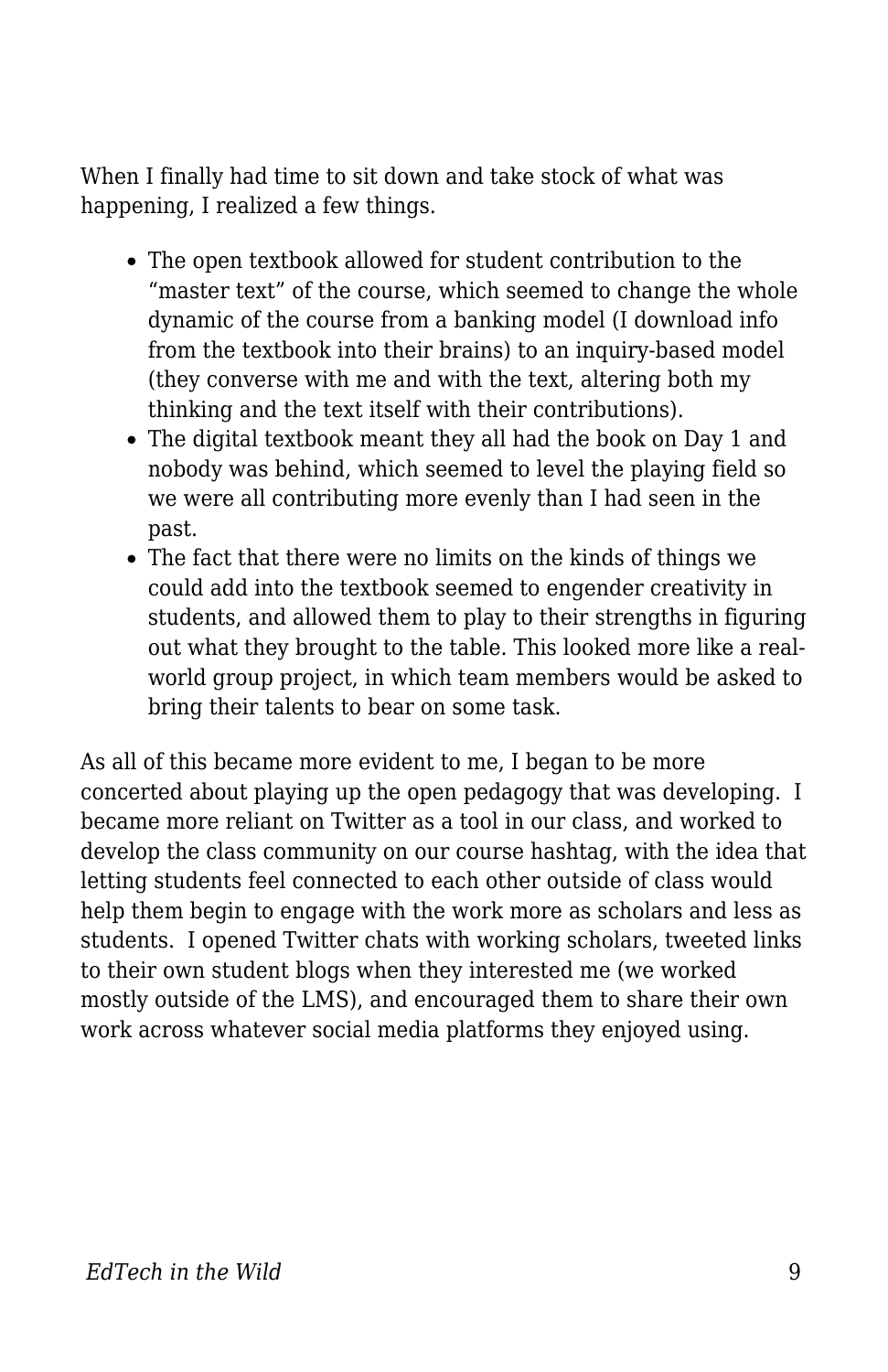When I finally had time to sit down and take stock of what was happening, I realized a few things.

- The open textbook allowed for student contribution to the "master text" of the course, which seemed to change the whole dynamic of the course from a banking model (I download info from the textbook into their brains) to an inquiry-based model (they converse with me and with the text, altering both my thinking and the text itself with their contributions).
- The digital textbook meant they all had the book on Day 1 and nobody was behind, which seemed to level the playing field so we were all contributing more evenly than I had seen in the past.
- The fact that there were no limits on the kinds of things we could add into the textbook seemed to engender creativity in students, and allowed them to play to their strengths in figuring out what they brought to the table. This looked more like a real-world group project, in which team members would be asked to bring their talents to bear on some task.

As all of this became more evident to me, I began to be more concerted about playing up the open pedagogy that was developing. I became more reliant on Twitter as a tool in our class, and worked to develop the class community on our course hashtag, with the idea that letting students feel connected to each other outside of class would help them begin to engage with the work more as scholars and less as students. I opened Twitter chats with working scholars, tweeted links to their own student blogs when they interested me (we worked mostly outside of the LMS), and encouraged them to share their own work across whatever social media platforms they enjoyed using.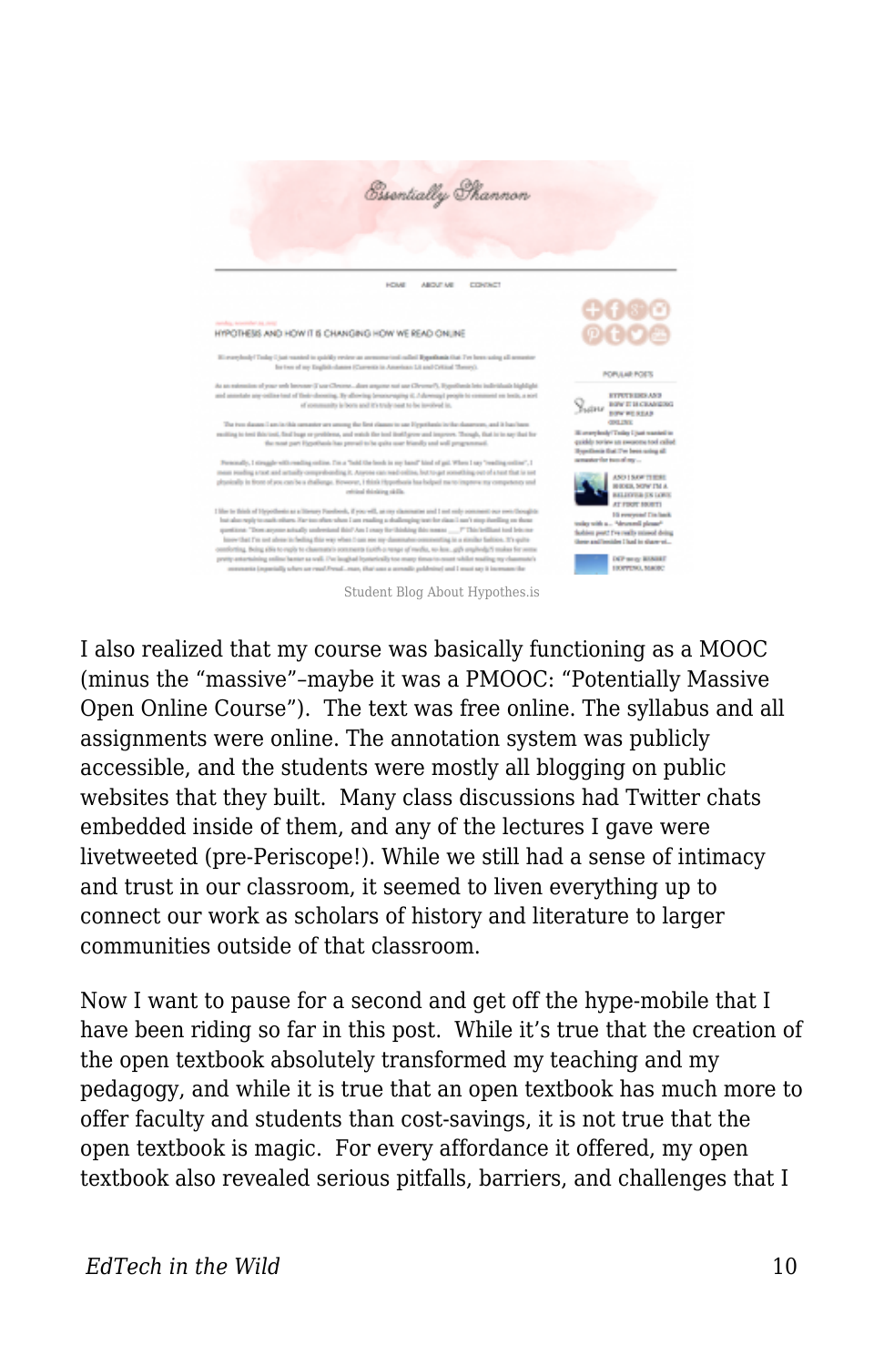Student Blog About Hypothes.is

I also realized that my course was basically functioning as a MOOC (minus the "massive"–maybe it was a PMOOC: "Potentially Massive Open Online Course"). The text was free online. The syllabus and all assignments were online. The annotation system was publicly accessible, and the students were mostly all blogging on public websites that they built. Many class discussions had Twitter chats embedded inside of them, and any of the lectures I gave were livetweeted (pre-Periscope!). While we still had a sense of intimacy and trust in our classroom, it seemed to liven everything up to connect our work as scholars of history and literature to larger communities outside of that classroom.

Now I want to pause for a second and get off the hype-mobile that I have been riding so far in this post. While it's true that the creation of the open textbook absolutely transformed my teaching and my pedagogy, and while it is true that an open textbook has much more to offer faculty and students than cost-savings, it is not true that the open textbook is magic. For every affordance it offered, my open textbook also revealed serious pitfalls, barriers, and challenges that I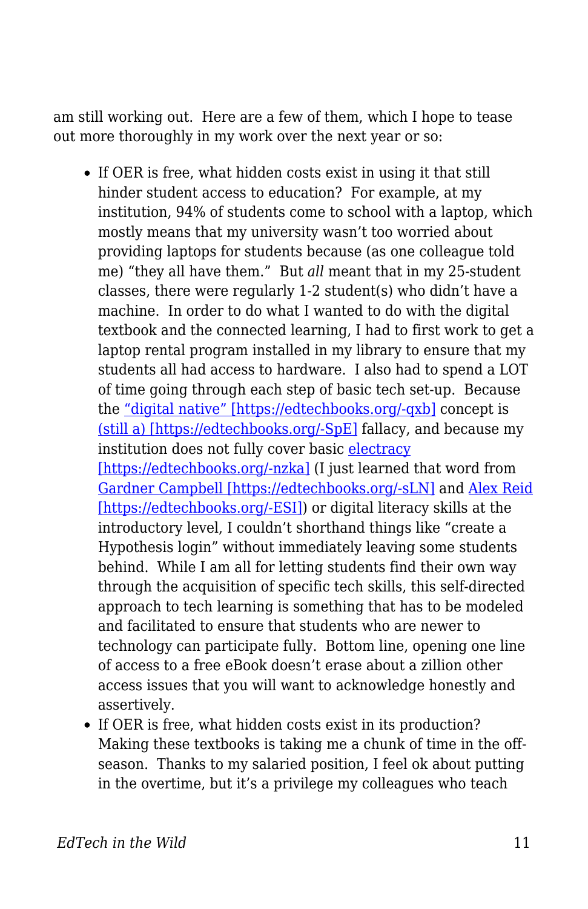am still working out. Here are a few of them, which I hope to tease out more thoroughly in my work over the next year or so:

- If OER is free, what hidden costs exist in using it that still hinder student access to education? For example, at my institution, 94% of students come to school with a laptop, which mostly means that my university wasn't too worried about providing laptops for students because (as one colleague told me) "they all have them." But *all* meant that in my 25-student classes, there were regularly 1-2 student(s) who didn't have a machine. In order to do what I wanted to do with the digital textbook and the connected learning, I had to first work to get a laptop rental program installed in my library to ensure that my students all had access to hardware. I also had to spend a LOT of time going through each step of basic tech set-up. Because the "digital native" [https://edtechbooks.org/-qxb] concept is (still a) [https://edtechbooks.org/-SpE] fallacy, and because my institution does not fully cover basic electracy [https://edtechbooks.org/-nzka] (I just learned that word from Gardner Campbell [https://edtechbooks.org/-sLN] and Alex Reid [https://edtechbooks.org/-ESI]) or digital literacy skills at the introductory level, I couldn't shorthand things like "create a Hypothesis login" without immediately leaving some students behind. While I am all for letting students find their own way through the acquisition of specific tech skills, this self-directed approach to tech learning is something that has to be modeled and facilitated to ensure that students who are newer to technology can participate fully. Bottom line, opening one line of access to a free eBook doesn't erase about a zillion other access issues that you will want to acknowledge honestly and assertively.
- If OER is free, what hidden costs exist in its production? Making these textbooks is taking me a chunk of time in the off-season. Thanks to my salaried position, I feel ok about putting in the overtime, but it's a privilege my colleagues who teach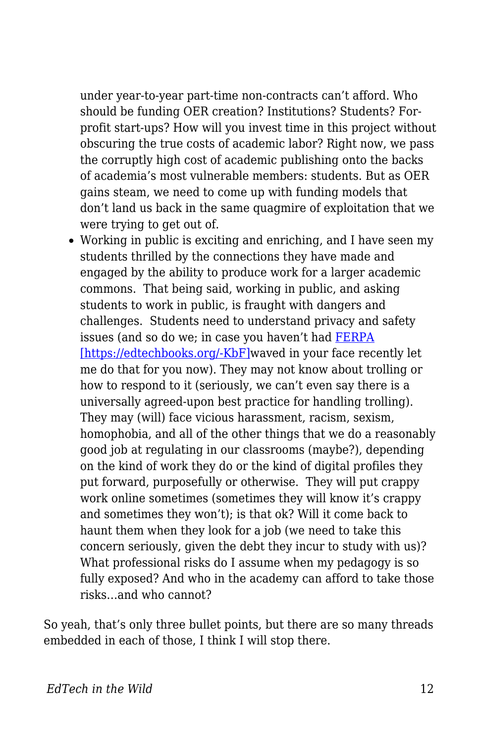under year-to-year part-time non-contracts can't afford. Who should be funding OER creation? Institutions? Students? For-profit start-ups? How will you invest time in this project without obscuring the true costs of academic labor? Right now, we pass the corruptly high cost of academic publishing onto the backs of academia's most vulnerable members: students. But as OER gains steam, we need to come up with funding models that don't land us back in the same quagmire of exploitation that we were trying to get out of.

- Working in public is exciting and enriching, and I have seen my students thrilled by the connections they have made and engaged by the ability to produce work for a larger academic commons. That being said, working in public, and asking students to work in public, is fraught with dangers and challenges. Students need to understand privacy and safety issues (and so do we; in case you haven't had [FERPA [https://edtechbooks.org/-KbF]](https://edtechbooks.org/-KbF)waved in your face recently let me do that for you now). They may not know about trolling or how to respond to it (seriously, we can't even say there is a universally agreed-upon best practice for handling trolling). They may (will) face vicious harassment, racism, sexism, homophobia, and all of the other things that we do a reasonably good job at regulating in our classrooms (maybe?), depending on the kind of work they do or the kind of digital profiles they put forward, purposefully or otherwise. They will put crappy work online sometimes (sometimes they will know it's crappy and sometimes they won't); is that ok? Will it come back to haunt them when they look for a job (we need to take this concern seriously, given the debt they incur to study with us)? What professional risks do I assume when my pedagogy is so fully exposed? And who in the academy can afford to take those risks...and who cannot?

So yeah, that's only three bullet points, but there are so many threads embedded in each of those, I think I will stop there.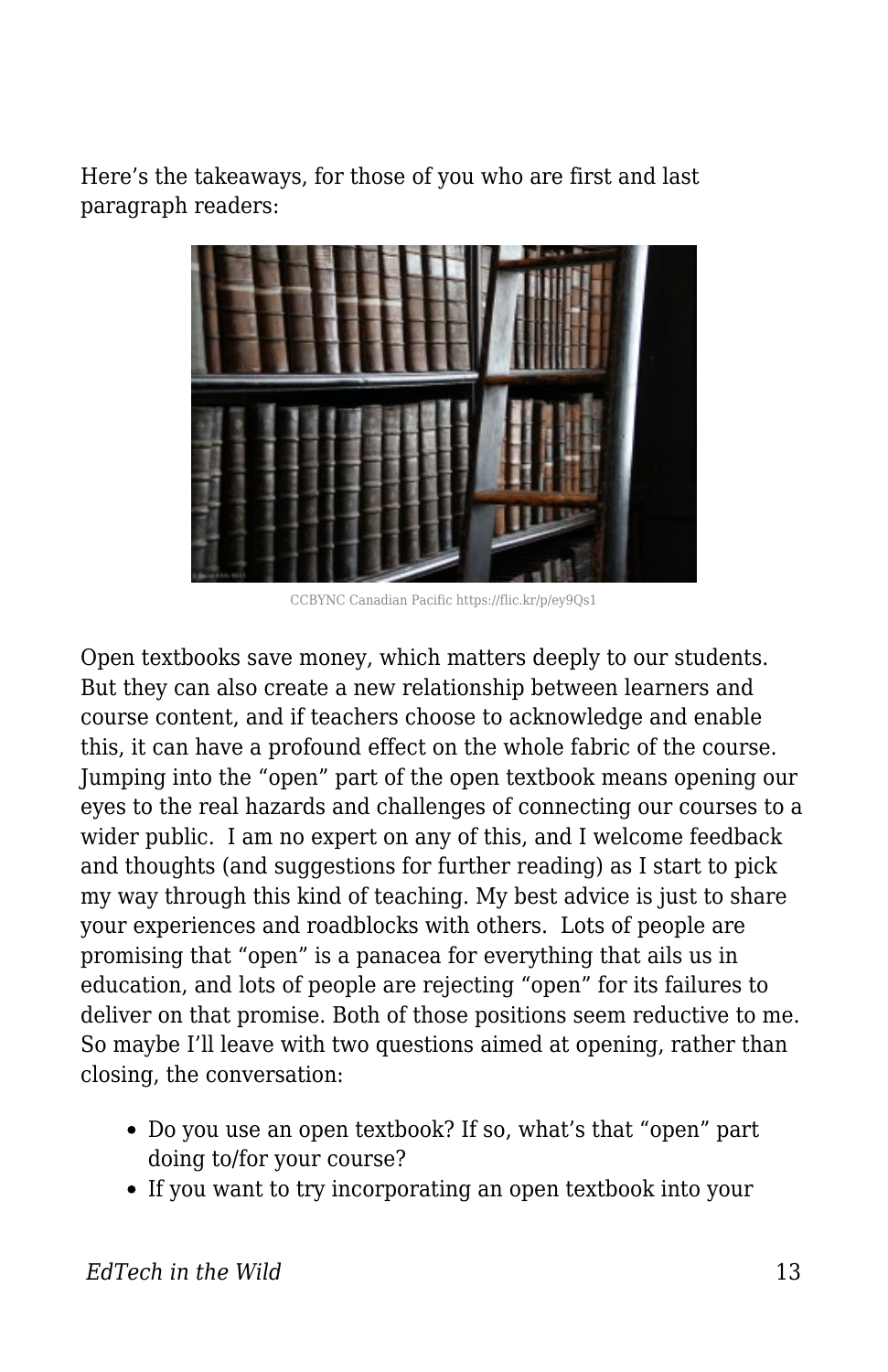Here's the takeaways, for those of you who are first and last paragraph readers:

CCBYNC Canadian Pacific https://flic.kr/p/ey9Qs1

Open textbooks save money, which matters deeply to our students. But they can also create a new relationship between learners and course content, and if teachers choose to acknowledge and enable this, it can have a profound effect on the whole fabric of the course. Jumping into the "open" part of the open textbook means opening our eyes to the real hazards and challenges of connecting our courses to a wider public. I am no expert on any of this, and I welcome feedback and thoughts (and suggestions for further reading) as I start to pick my way through this kind of teaching. My best advice is just to share your experiences and roadblocks with others. Lots of people are promising that "open" is a panacea for everything that ails us in education, and lots of people are rejecting "open" for its failures to deliver on that promise. Both of those positions seem reductive to me. So maybe I'll leave with two questions aimed at opening, rather than closing, the conversation:

- Do you use an open textbook? If so, what's that "open" part doing to/for your course?
- If you want to try incorporating an open textbook into your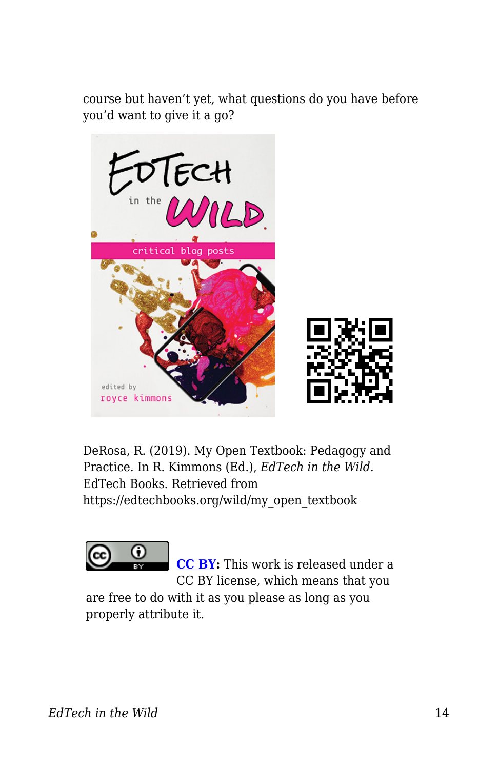course but haven't yet, what questions do you have before you'd want to give it a go?

DeRosa, R. (2019). My Open Textbook: Pedagogy and Practice. In R. Kimmons (Ed.), *EdTech in the Wild*. EdTech Books. Retrieved from https://edtechbooks.org/wild/my_open_textbook

**CC BY:** This work is released under a CC BY license, which means that you are free to do with it as you please as long as you properly attribute it.